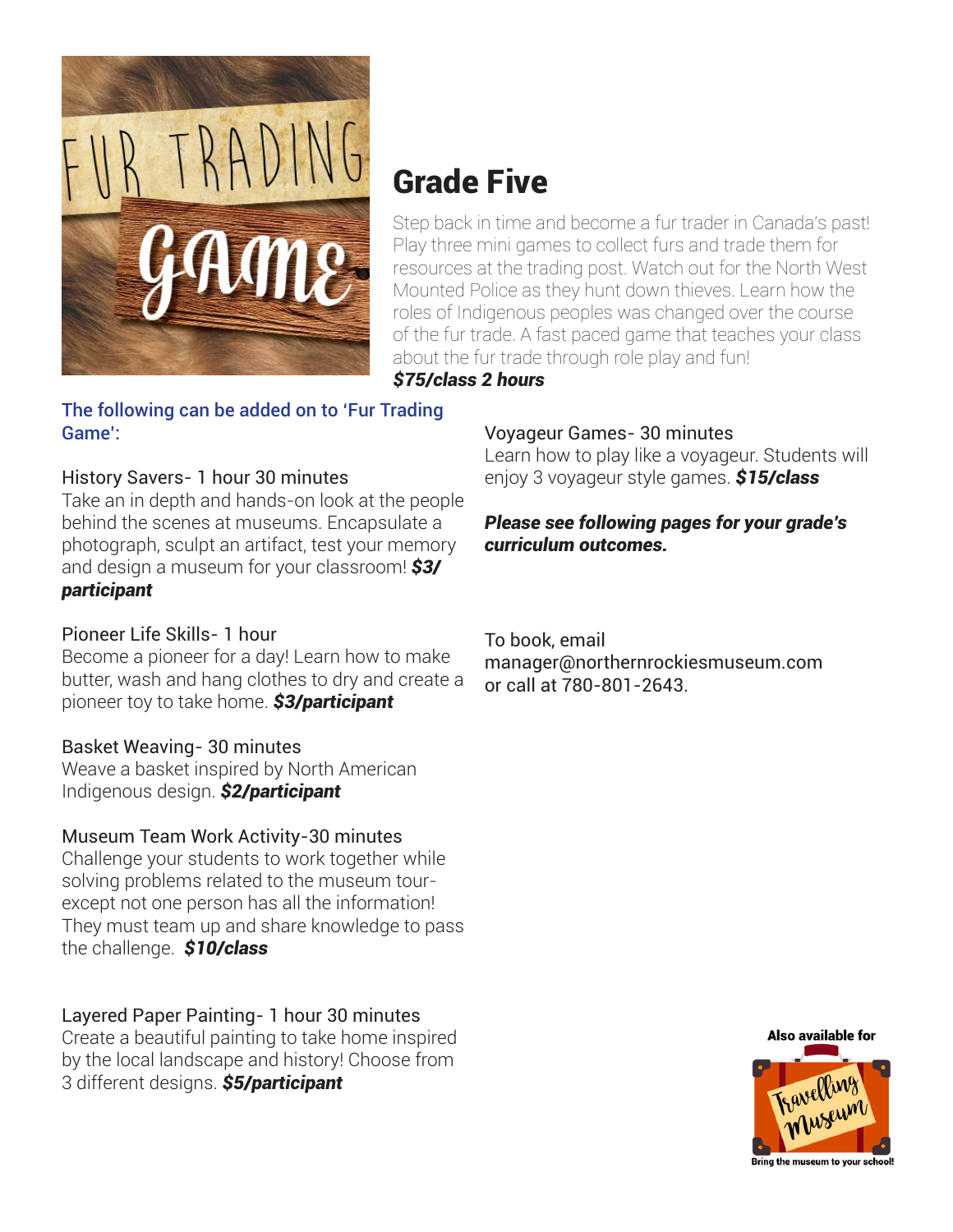# Grade Five

Step back in time and become a fur trader in Canada's past! Play three mini games to collect furs and trade them for resources at the trading post. Watch out for the North West Mounted Police as they hunt down thieves. Learn how the roles of Indigenous peoples was changed over the course of the fur trade. A fast paced game that teaches your class about the fur trade through role play and fun!

***$75/class 2 hours***

## The following can be added on to 'Fur Trading Game':

History Savers- 1 hour 30 minutes
Take an in depth and hands-on look at the people behind the scenes at museums. Encapsulate a photograph, sculpt an artifact, test your memory and design a museum for your classroom! ***$3/participant***

Pioneer Life Skills- 1 hour
Become a pioneer for a day! Learn how to make butter, wash and hang clothes to dry and create a pioneer toy to take home. ***$3/participant***

Basket Weaving- 30 minutes
Weave a basket inspired by North American Indigenous design. ***$2/participant***

Museum Team Work Activity-30 minutes
Challenge your students to work together while solving problems related to the museum tour- except not one person has all the information! They must team up and share knowledge to pass the challenge. ***$10/class***

Layered Paper Painting- 1 hour 30 minutes
Create a beautiful painting to take home inspired by the local landscape and history! Choose from 3 different designs. ***$5/participant***

Voyageur Games- 30 minutes
Learn how to play like a voyageur. Students will enjoy 3 voyageur style games. ***$15/class***

***Please see following pages for your grade's curriculum outcomes.***

To book, email manager@northernrockiesmuseum.com or call at 780-801-2643.

Also available for Travelling Museum
Bring the museum to your school!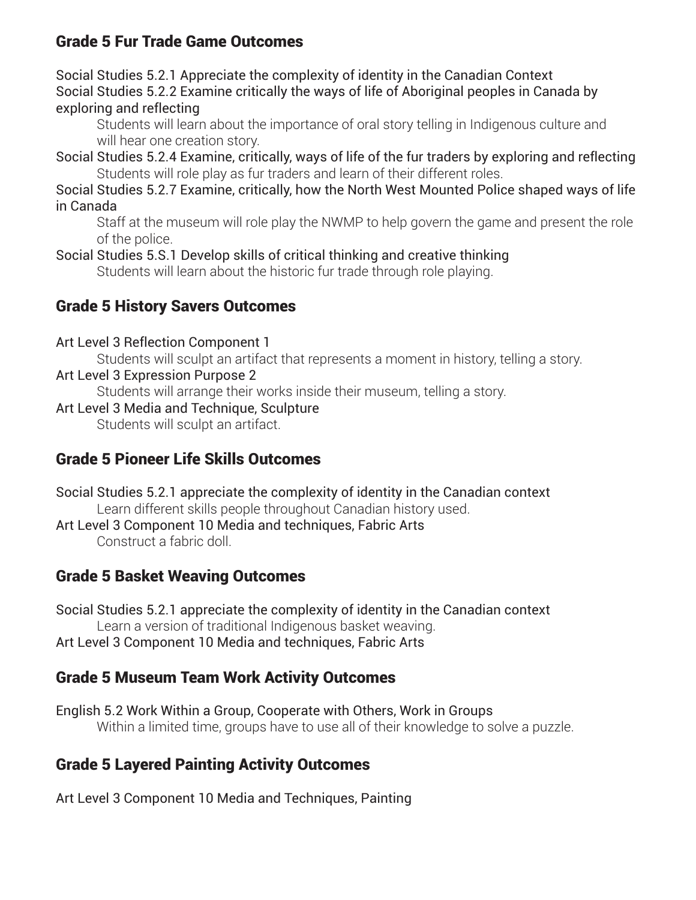## Grade 5 Fur Trade Game Outcomes

Social Studies 5.2.1 Appreciate the complexity of identity in the Canadian Context
Social Studies 5.2.2 Examine critically the ways of life of Aboriginal peoples in Canada by exploring and reflecting

Students will learn about the importance of oral story telling in Indigenous culture and will hear one creation story.

Social Studies 5.2.4 Examine, critically, ways of life of the fur traders by exploring and reflecting

Students will role play as fur traders and learn of their different roles.

Social Studies 5.2.7 Examine, critically, how the North West Mounted Police shaped ways of life in Canada

Staff at the museum will role play the NWMP to help govern the game and present the role of the police.

Social Studies 5.S.1 Develop skills of critical thinking and creative thinking

Students will learn about the historic fur trade through role playing.

## Grade 5 History Savers Outcomes

Art Level 3 Reflection Component 1

Students will sculpt an artifact that represents a moment in history, telling a story.

Art Level 3 Expression Purpose 2

Students will arrange their works inside their museum, telling a story.

Art Level 3 Media and Technique, Sculpture

Students will sculpt an artifact.

## Grade 5 Pioneer Life Skills Outcomes

Social Studies 5.2.1 appreciate the complexity of identity in the Canadian context

Learn different skills people throughout Canadian history used.

Art Level 3 Component 10 Media and techniques, Fabric Arts

Construct a fabric doll.

## Grade 5 Basket Weaving Outcomes

Social Studies 5.2.1 appreciate the complexity of identity in the Canadian context

Learn a version of traditional Indigenous basket weaving.

Art Level 3 Component 10 Media and techniques, Fabric Arts

## Grade 5 Museum Team Work Activity Outcomes

English 5.2 Work Within a Group, Cooperate with Others, Work in Groups

Within a limited time, groups have to use all of their knowledge to solve a puzzle.

## Grade 5 Layered Painting Activity Outcomes

Art Level 3 Component 10 Media and Techniques, Painting